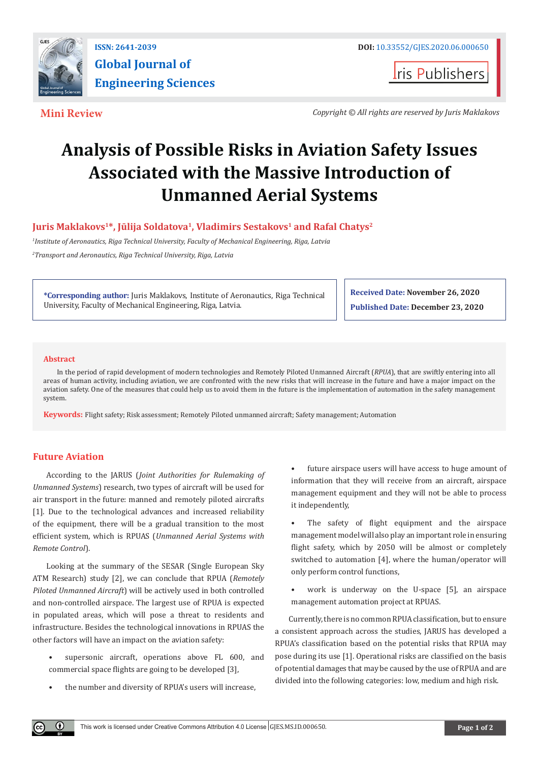ISSN: 2641-2039

DOI: 10.33552/GJES.2020.06.000650

# Global Journal of Engineering Sciences

Iris Publishers

**Mini Review**

*Copyright © All rights are reserved by Juris Maklakovs*

# Analysis of Possible Risks in Aviation Safety Issues Associated with the Massive Introduction of Unmanned Aerial Systems

**Juris Maklakovs[1]*, Jūlija Soldatova[1], Vladimirs Sestakovs[1] and Rafal Chatys[2]**

[1]*Institute of Aeronautics, Riga Technical University, Faculty of Mechanical Engineering, Riga, Latvia*

[2]*Transport and Aeronautics, Riga Technical University, Riga, Latvia*

***Corresponding author:** Juris Maklakovs, Institute of Aeronautics, Riga Technical University, Faculty of Mechanical Engineering, Riga, Latvia.

**Received Date:** November 26, 2020

**Published Date:** December 23, 2020

## Abstract

In the period of rapid development of modern technologies and Remotely Piloted Unmanned Aircraft (*RPUA*), that are swiftly entering into all areas of human activity, including aviation, we are confronted with the new risks that will increase in the future and have a major impact on the aviation safety. One of the measures that could help us to avoid them in the future is the implementation of automation in the safety management system.

**Keywords:** Flight safety; Risk assessment; Remotely Piloted unmanned aircraft; Safety management; Automation

## Future Aviation

According to the JARUS (*Joint Authorities for Rulemaking of Unmanned Systems*) research, two types of aircraft will be used for air transport in the future: manned and remotely piloted aircrafts [1]. Due to the technological advances and increased reliability of the equipment, there will be a gradual transition to the most efficient system, which is RPUAS (*Unmanned Aerial Systems with Remote Control*).

Looking at the summary of the SESAR (Single European Sky ATM Research) study [2], we can conclude that RPUA (*Remotely Piloted Unmanned Aircraft*) will be actively used in both controlled and non-controlled airspace. The largest use of RPUA is expected in populated areas, which will pose a threat to residents and infrastructure. Besides the technological innovations in RPUAS the other factors will have an impact on the aviation safety:

- supersonic aircraft, operations above FL 600, and commercial space flights are going to be developed [3],
- the number and diversity of RPUA's users will increase,
- future airspace users will have access to huge amount of information that they will receive from an aircraft, airspace management equipment and they will not be able to process it independently,
- The safety of flight equipment and the airspace management model will also play an important role in ensuring flight safety, which by 2050 will be almost or completely switched to automation [4], where the human/operator will only perform control functions,
- work is underway on the U-space [5], an airspace management automation project at RPUAS.

Currently, there is no common RPUA classification, but to ensure a consistent approach across the studies, JARUS has developed a RPUA's classification based on the potential risks that RPUA may pose during its use [1]. Operational risks are classified on the basis of potential damages that may be caused by the use of RPUA and are divided into the following categories: low, medium and high risk.

This work is licensed under Creative Commons Attribution 4.0 License | GJES.MS.ID.000650.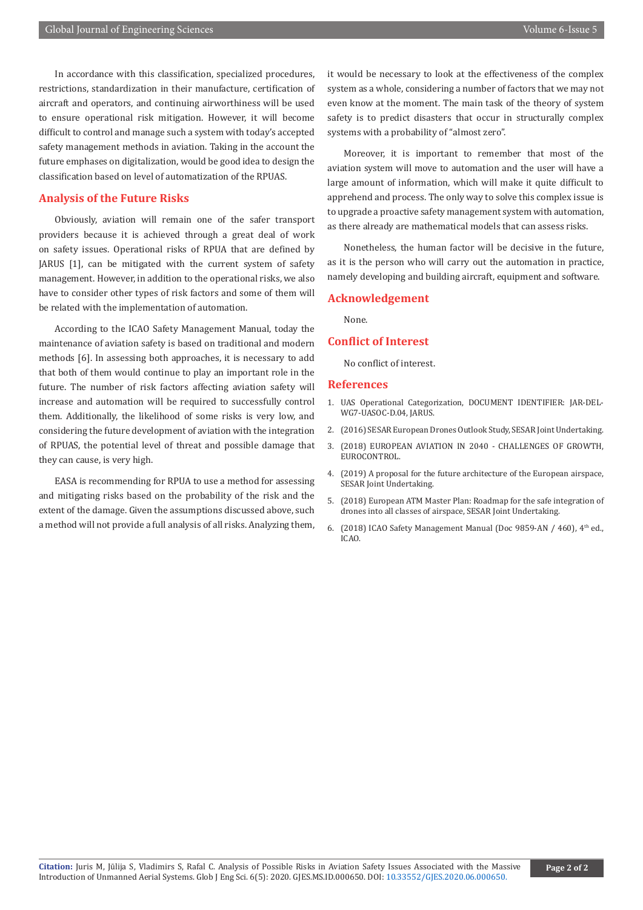In accordance with this classification, specialized procedures, restrictions, standardization in their manufacture, certification of aircraft and operators, and continuing airworthiness will be used to ensure operational risk mitigation. However, it will become difficult to control and manage such a system with today's accepted safety management methods in aviation. Taking in the account the future emphases on digitalization, would be good idea to design the classification based on level of automatization of the RPUAS.

## Analysis of the Future Risks

Obviously, aviation will remain one of the safer transport providers because it is achieved through a great deal of work on safety issues. Operational risks of RPUA that are defined by JARUS [1], can be mitigated with the current system of safety management. However, in addition to the operational risks, we also have to consider other types of risk factors and some of them will be related with the implementation of automation.

According to the ICAO Safety Management Manual, today the maintenance of aviation safety is based on traditional and modern methods [6]. In assessing both approaches, it is necessary to add that both of them would continue to play an important role in the future. The number of risk factors affecting aviation safety will increase and automation will be required to successfully control them. Additionally, the likelihood of some risks is very low, and considering the future development of aviation with the integration of RPUAS, the potential level of threat and possible damage that they can cause, is very high.

EASA is recommending for RPUA to use a method for assessing and mitigating risks based on the probability of the risk and the extent of the damage. Given the assumptions discussed above, such a method will not provide a full analysis of all risks. Analyzing them, it would be necessary to look at the effectiveness of the complex system as a whole, considering a number of factors that we may not even know at the moment. The main task of the theory of system safety is to predict disasters that occur in structurally complex systems with a probability of "almost zero".

Moreover, it is important to remember that most of the aviation system will move to automation and the user will have a large amount of information, which will make it quite difficult to apprehend and process. The only way to solve this complex issue is to upgrade a proactive safety management system with automation, as there already are mathematical models that can assess risks.

Nonetheless, the human factor will be decisive in the future, as it is the person who will carry out the automation in practice, namely developing and building aircraft, equipment and software.

## Acknowledgement

None.

## Conflict of Interest

No conflict of interest.

## References

1. UAS Operational Categorization, DOCUMENT IDENTIFIER: JAR-DEL-WG7-UASOC-D.04, JARUS.
2. (2016) SESAR European Drones Outlook Study, SESAR Joint Undertaking.
3. (2018) EUROPEAN AVIATION IN 2040 - CHALLENGES OF GROWTH, EUROCONTROL.
4. (2019) A proposal for the future architecture of the European airspace, SESAR Joint Undertaking.
5. (2018) European ATM Master Plan: Roadmap for the safe integration of drones into all classes of airspace, SESAR Joint Undertaking.
6. (2018) ICAO Safety Management Manual (Doc 9859-AN / 460), 4th ed., ICAO.

**Citation:** Juris M, Jūlija S, Vladimirs S, Rafal C. Analysis of Possible Risks in Aviation Safety Issues Associated with the Massive Introduction of Unmanned Aerial Systems. Glob J Eng Sci. 6(5): 2020. GJES.MS.ID.000650. DOI: 10.33552/GJES.2020.06.000650.